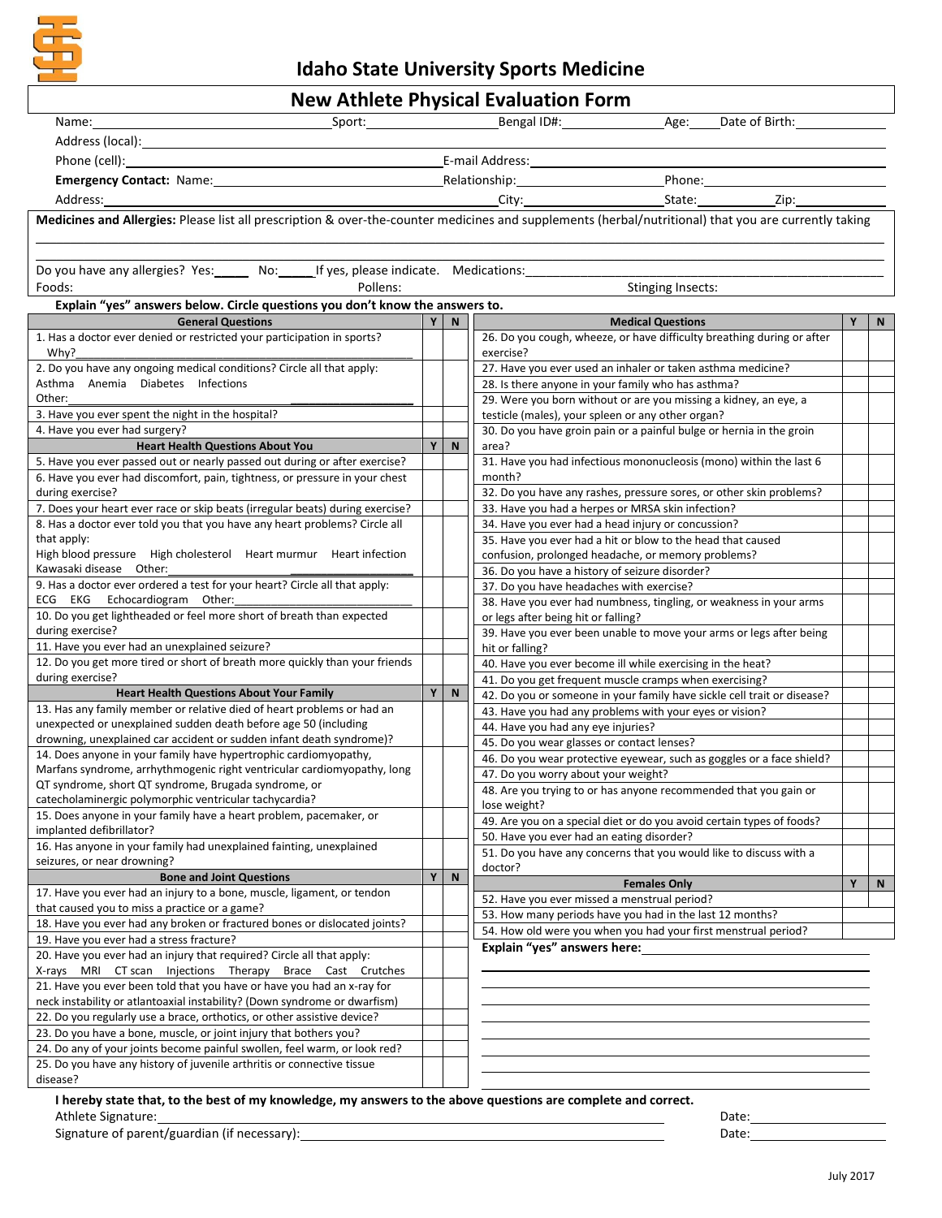# Idaho State University Sports Medicine

## New Athlete Physical Evaluation Form

Name:______________________ Sport:______________ Bengal ID#:______________ Age:____ Date of Birth:______________

Address (local):________________________________________________________________

Phone (cell):______________________________ E-mail Address:______________________________

**Emergency Contact:** Name:______________________ Relationship:______________ Phone:______________

Address:______________________________ City:______________ State:__________ Zip:__________

**Medicines and Allergies:** Please list all prescription & over-the-counter medicines and supplements (herbal/nutritional) that you are currently taking

________________________________________________________________

________________________________________________________________

Do you have any allergies? Yes:_____ No:_____ If yes, please indicate. Medications:______________________________

Foods: Pollens: Stinging Insects:

**Explain "yes" answers below. Circle questions you don't know the answers to.**

| General Questions | Y | N |
|---|---|---|
| 1. Has a doctor ever denied or restricted your participation in sports? Why?______________________________ | | |
| 2. Do you have any ongoing medical conditions? Circle all that apply: Asthma Anemia Diabetes Infections Other:______________ | | |
| 3. Have you ever spent the night in the hospital? | | |
| 4. Have you ever had surgery? | | |
| **Heart Health Questions About You** | **Y** | **N** |
| 5. Have you ever passed out or nearly passed out during or after exercise? | | |
| 6. Have you ever had discomfort, pain, tightness, or pressure in your chest during exercise? | | |
| 7. Does your heart ever race or skip beats (irregular beats) during exercise? | | |
| 8. Has a doctor ever told you that you have any heart problems? Circle all that apply: High blood pressure High cholesterol Heart murmur Heart infection Kawasaki disease Other:______________ | | |
| 9. Has a doctor ever ordered a test for your heart? Circle all that apply: ECG EKG Echocardiogram Other:______________ | | |
| 10. Do you get lightheaded or feel more short of breath than expected during exercise? | | |
| 11. Have you ever had an unexplained seizure? | | |
| 12. Do you get more tired or short of breath more quickly than your friends during exercise? | | |
| **Heart Health Questions About Your Family** | **Y** | **N** |
| 13. Has any family member or relative died of heart problems or had an unexpected or unexplained sudden death before age 50 (including drowning, unexplained car accident or sudden infant death syndrome)? | | |
| 14. Does anyone in your family have hypertrophic cardiomyopathy, Marfans syndrome, arrhythmogenic right ventricular cardiomyopathy, long QT syndrome, short QT syndrome, Brugada syndrome, or catecholaminergic polymorphic ventricular tachycardia? | | |
| 15. Does anyone in your family have a heart problem, pacemaker, or implanted defibrillator? | | |
| 16. Has anyone in your family had unexplained fainting, unexplained seizures, or near drowning? | | |
| **Bone and Joint Questions** | **Y** | **N** |
| 17. Have you ever had an injury to a bone, muscle, ligament, or tendon that caused you to miss a practice or a game? | | |
| 18. Have you ever had any broken or fractured bones or dislocated joints? | | |
| 19. Have you ever had a stress fracture? | | |
| 20. Have you ever had an injury that required? Circle all that apply: X-rays MRI CT scan Injections Therapy Brace Cast Crutches | | |
| 21. Have you ever been told that you have or have you had an x-ray for neck instability or atlantoaxial instability? (Down syndrome or dwarfism) | | |
| 22. Do you regularly use a brace, orthotics, or other assistive device? | | |
| 23. Do you have a bone, muscle, or joint injury that bothers you? | | |
| 24. Do any of your joints become painful swollen, feel warm, or look red? | | |
| 25. Do you have any history of juvenile arthritis or connective tissue disease? | | |

| Medical Questions | Y | N |
|---|---|---|
| 26. Do you cough, wheeze, or have difficulty breathing during or after exercise? | | |
| 27. Have you ever used an inhaler or taken asthma medicine? | | |
| 28. Is there anyone in your family who has asthma? | | |
| 29. Were you born without or are you missing a kidney, an eye, a testicle (males), your spleen or any other organ? | | |
| 30. Do you have groin pain or a painful bulge or hernia in the groin area? | | |
| 31. Have you had infectious mononucleosis (mono) within the last 6 month? | | |
| 32. Do you have any rashes, pressure sores, or other skin problems? | | |
| 33. Have you had a herpes or MRSA skin infection? | | |
| 34. Have you ever had a head injury or concussion? | | |
| 35. Have you ever had a hit or blow to the head that caused confusion, prolonged headache, or memory problems? | | |
| 36. Do you have a history of seizure disorder? | | |
| 37. Do you have headaches with exercise? | | |
| 38. Have you ever had numbness, tingling, or weakness in your arms or legs after being hit or falling? | | |
| 39. Have you ever been unable to move your arms or legs after being hit or falling? | | |
| 40. Have you ever become ill while exercising in the heat? | | |
| 41. Do you get frequent muscle cramps when exercising? | | |
| 42. Do you or someone in your family have sickle cell trait or disease? | | |
| 43. Have you had any problems with your eyes or vision? | | |
| 44. Have you had any eye injuries? | | |
| 45. Do you wear glasses or contact lenses? | | |
| 46. Do you wear protective eyewear, such as goggles or a face shield? | | |
| 47. Do you worry about your weight? | | |
| 48. Are you trying to or has anyone recommended that you gain or lose weight? | | |
| 49. Are you on a special diet or do you avoid certain types of foods? | | |
| 50. Have you ever had an eating disorder? | | |
| 51. Do you have any concerns that you would like to discuss with a doctor? | | |
| **Females Only** | **Y** | **N** |
| 52. Have you ever missed a menstrual period? | | |
| 53. How many periods have you had in the last 12 months? | | |
| 54. How old were you when you had your first menstrual period? | | |

**Explain "yes" answers here:**______________________________

________________________________________________________________

________________________________________________________________

________________________________________________________________

________________________________________________________________

________________________________________________________________

________________________________________________________________

________________________________________________________________

**I hereby state that, to the best of my knowledge, my answers to the above questions are complete and correct.**

Athlete Signature:______________________________ Date:______________

Signature of parent/guardian (if necessary):______________________________ Date:______________

July 2017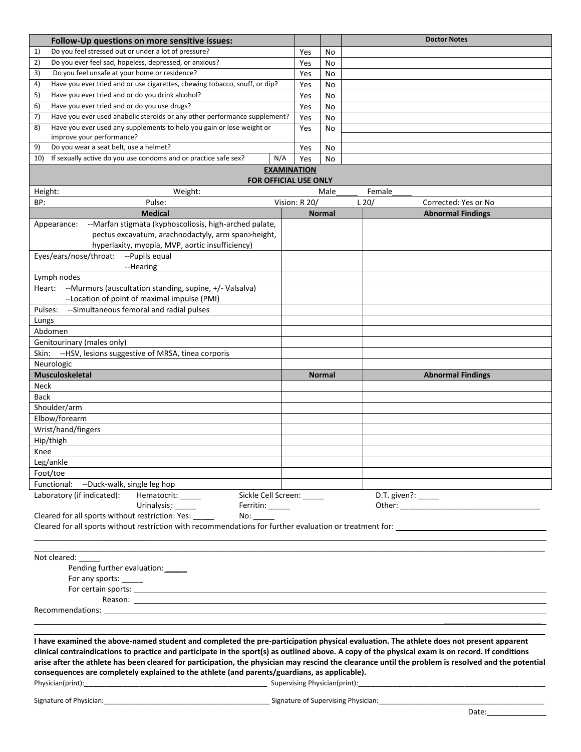| Follow-Up questions on more sensitive issues: | | | | Doctor Notes |
|---|---|---|---|---|
| 1) Do you feel stressed out or under a lot of pressure? | | Yes | No | |
| 2) Do you ever feel sad, hopeless, depressed, or anxious? | | Yes | No | |
| 3) Do you feel unsafe at your home or residence? | | Yes | No | |
| 4) Have you ever tried and or use cigarettes, chewing tobacco, snuff, or dip? | | Yes | No | |
| 5) Have you ever tried and or do you drink alcohol? | | Yes | No | |
| 6) Have you ever tried and or do you use drugs? | | Yes | No | |
| 7) Have you ever used anabolic steroids or any other performance supplement? | | Yes | No | |
| 8) Have you ever used any supplements to help you gain or lose weight or improve your performance? | | Yes | No | |
| 9) Do you wear a seat belt, use a helmet? | | Yes | No | |
| 10) If sexually active do you use condoms and or practice safe sex? | N/A | Yes | No | |

## EXAMINATION
**FOR OFFICIAL USE ONLY**

Height: &emsp; Weight: &emsp; Male_____ &emsp; Female_____

BP: &emsp; Pulse: &emsp; Vision: R 20/ &emsp; L 20/ &emsp; Corrected: Yes or No

| Medical | Normal | Abnormal Findings |
|---|---|---|
| Appearance: --Marfan stigmata (kyphoscoliosis, high-arched palate, pectus excavatum, arachnodactyly, arm span>height, hyperlaxity, myopia, MVP, aortic insufficiency) | | |
| Eyes/ears/nose/throat: --Pupils equal --Hearing | | |
| Lymph nodes | | |
| Heart: --Murmurs (auscultation standing, supine, +/- Valsalva) --Location of point of maximal impulse (PMI) | | |
| Pulses: --Simultaneous femoral and radial pulses | | |
| Lungs | | |
| Abdomen | | |
| Genitourinary (males only) | | |
| Skin: --HSV, lesions suggestive of MRSA, tinea corporis | | |
| Neurologic | | |
| **Musculoskeletal** | **Normal** | **Abnormal Findings** |
| Neck | | |
| Back | | |
| Shoulder/arm | | |
| Elbow/forearm | | |
| Wrist/hand/fingers | | |
| Hip/thigh | | |
| Knee | | |
| Leg/ankle | | |
| Foot/toe | | |
| Functional: --Duck-walk, single leg hop | | |

Laboratory (if indicated): &emsp; Hematocrit: _____ &emsp; Sickle Cell Screen: _____ &emsp; D.T. given?: _____
Urinalysis: _____ &emsp; Ferritin: _____ &emsp; Other: ________________________________

Cleared for all sports without restriction: Yes: _____ &emsp; No: _____

Cleared for all sports without restriction with recommendations for further evaluation or treatment for: ______________________________

Not cleared: _____

Pending further evaluation: _____

For any sports: _____

For certain sports: ______________________________

Reason: ______________________________

Recommendations: ______________________________

**I have examined the above-named student and completed the pre-participation physical evaluation. The athlete does not present apparent clinical contraindications to practice and participate in the sport(s) as outlined above. A copy of the physical exam is on record. If conditions arise after the athlete has been cleared for participation, the physician may rescind the clearance until the problem is resolved and the potential consequences are completely explained to the athlete (and parents/guardians, as applicable).**

Physician(print):______________________________ Supervising Physician(print):______________________________

Signature of Physician:______________________________ Signature of Supervising Physician:______________________________

Date:______________